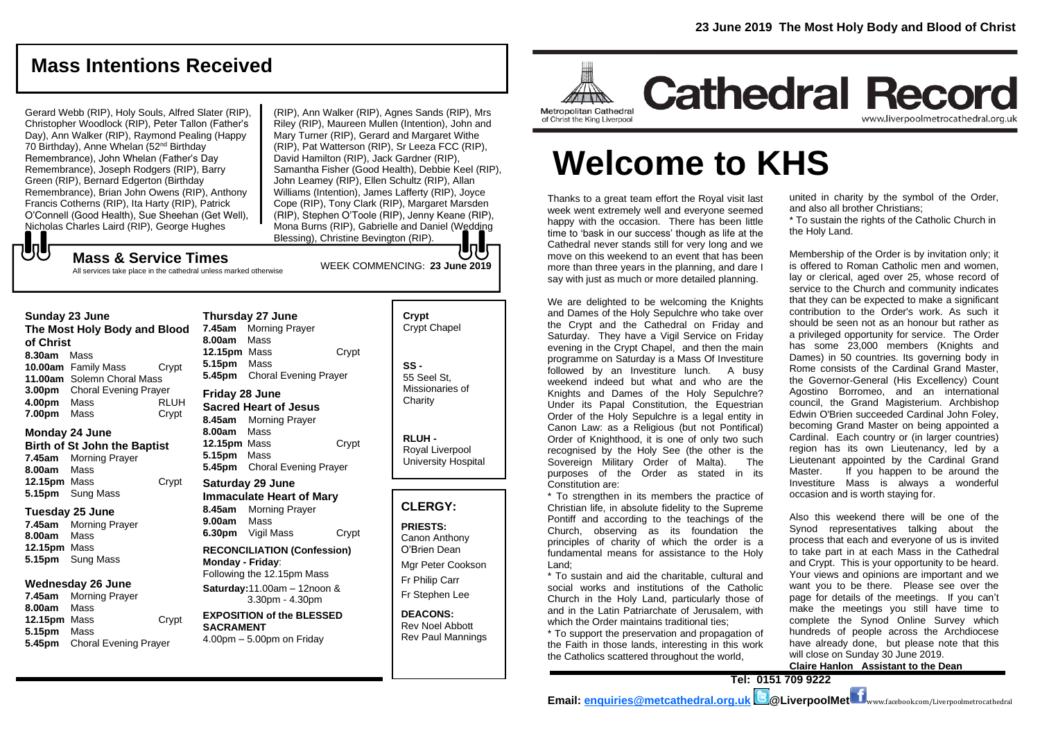## Mass Intentions Received

Gerard Webb (RIP), Holy Souls, Alfred Slater (RIP), Christopher Woodlock (RIP), Peter Tallon (Father's Day), Ann Walker (RIP), Raymond Pealing (Happy 70 Birthday), Anne Whelan (52nd Birthday Remembrance), John Whelan (Father's Day Remembrance), Joseph Rodgers (RIP), Barry Green (RIP), Bernard Edgerton (Birthday Remembrance), Brian John Owens (RIP), Anthony Francis Cotherns (RIP), Ita Harty (RIP), Patrick O'Connell (Good Health), Sue Sheehan (Get Well), Nicholas Charles Laird (RIP), George Hughes (RIP), Ann Walker (RIP), Agnes Sands (RIP), Mrs Riley (RIP), Maureen Mullen (Intention), John and Mary Turner (RIP), Gerard and Margaret Withe (RIP), Pat Watterson (RIP), Sr Leeza FCC (RIP), David Hamilton (RIP), Jack Gardner (RIP), Samantha Fisher (Good Health), Debbie Keel (RIP), John Leamey (RIP), Ellen Schultz (RIP), Allan Williams (Intention), James Lafferty (RIP), Joyce Cope (RIP), Tony Clark (RIP), Margaret Marsden (RIP), Stephen O'Toole (RIP), Jenny Keane (RIP), Mona Burns (RIP), Gabrielle and Daniel (Wedding Blessing), Christine Bevington (RIP).

## Mass & Service Times

All services take place in the cathedral unless marked otherwise

WEEK COMMENCING: **23 June 2019**

**Sunday 23 June**
**The Most Holy Body and Blood of Christ**

**8.30am** Mass
**10.00am** Family Mass — Crypt
**11.00am** Solemn Choral Mass
**3.00pm** Choral Evening Prayer
**4.00pm** Mass — RLUH
**7.00pm** Mass — Crypt

**Monday 24 June**
**Birth of St John the Baptist**

**7.45am** Morning Prayer
**8.00am** Mass
**12.15pm** Mass — Crypt
**5.15pm** Sung Mass

**Tuesday 25 June**

**7.45am** Morning Prayer
**8.00am** Mass
**12.15pm** Mass
**5.15pm** Sung Mass

**Wednesday 26 June**

**7.45am** Morning Prayer
**8.00am** Mass
**12.15pm** Mass — Crypt
**5.15pm** Mass
**5.45pm** Choral Evening Prayer

**Thursday 27 June**

**7.45am** Morning Prayer
**8.00am** Mass
**12.15pm** Mass — Crypt
**5.15pm** Mass
**5.45pm** Choral Evening Prayer

**Friday 28 June**
**Sacred Heart of Jesus**

**8.45am** Morning Prayer
**8.00am** Mass
**12.15pm** Mass — Crypt
**5.15pm** Mass
**5.45pm** Choral Evening Prayer

**Saturday 29 June**
**Immaculate Heart of Mary**

**8.45am** Morning Prayer
**9.00am** Mass
**6.30pm** Vigil Mass — Crypt

**RECONCILIATION (Confession)**
**Monday - Friday**: Following the 12.15pm Mass
**Saturday:** 11.00am – 12noon & 3.30pm - 4.30pm

**EXPOSITION of the BLESSED SACRAMENT**
4.00pm – 5.00pm on Friday

**Crypt** Crypt Chapel

**SS -** 55 Seel St, Missionaries of Charity

**RLUH -** Royal Liverpool University Hospital

## CLERGY:

**PRIESTS:**
Canon Anthony O'Brien Dean
Mgr Peter Cookson
Fr Philip Carr
Fr Stephen Lee

**DEACONS:**
Rev Noel Abbott
Rev Paul Mannings

**23 June 2019 The Most Holy Body and Blood of Christ**

Metropolitan Cathedral of Christ the King Liverpool

# Cathedral Record

www.liverpoolmetrocathedral.org.uk

# Welcome to KHS

Thanks to a great team effort the Royal visit last week went extremely well and everyone seemed happy with the occasion. There has been little time to 'bask in our success' though as life at the Cathedral never stands still for very long and we move on this weekend to an event that has been more than three years in the planning, and dare I say with just as much or more detailed planning.

We are delighted to be welcoming the Knights and Dames of the Holy Sepulchre who take over the Crypt and the Cathedral on Friday and Saturday. They have a Vigil Service on Friday evening in the Crypt Chapel, and then the main programme on Saturday is a Mass Of Investiture followed by an Investiture lunch. A busy weekend indeed but what and who are the Knights and Dames of the Holy Sepulchre? Under its Papal Constitution, the Equestrian Order of the Holy Sepulchre is a legal entity in Canon Law: as a Religious (but not Pontifical) Order of Knighthood, it is one of only two such recognised by the Holy See (the other is the Sovereign Military Order of Malta). The purposes of the Order as stated in its Constitution are:

\* To strengthen in its members the practice of Christian life, in absolute fidelity to the Supreme Pontiff and according to the teachings of the Church, observing as its foundation the principles of charity of which the order is a fundamental means for assistance to the Holy Land;

\* To sustain and aid the charitable, cultural and social works and institutions of the Catholic Church in the Holy Land, particularly those of and in the Latin Patriarchate of Jerusalem, with which the Order maintains traditional ties;

\* To support the preservation and propagation of the Faith in those lands, interesting in this work the Catholics scattered throughout the world, united in charity by the symbol of the Order, and also all brother Christians;

\* To sustain the rights of the Catholic Church in the Holy Land.

Membership of the Order is by invitation only; it is offered to Roman Catholic men and women, lay or clerical, aged over 25, whose record of service to the Church and community indicates that they can be expected to make a significant contribution to the Order's work. As such it should be seen not as an honour but rather as a privileged opportunity for service. The Order has some 23,000 members (Knights and Dames) in 50 countries. Its governing body in Rome consists of the Cardinal Grand Master, the Governor-General (His Excellency) Count Agostino Borromeo, and an international council, the Grand Magisterium. Archbishop Edwin O'Brien succeeded Cardinal John Foley, becoming Grand Master on being appointed a Cardinal. Each country or (in larger countries) region has its own Lieutenancy, led by a Lieutenant appointed by the Cardinal Grand Master. If you happen to be around the Investiture Mass is always a wonderful occasion and is worth staying for.

Also this weekend there will be one of the Synod representatives talking about the process that each and everyone of us is invited to take part in at each Mass in the Cathedral and Crypt. This is your opportunity to be heard. Your views and opinions are important and we want you to be there. Please see over the page for details of the meetings. If you can't make the meetings you still have time to complete the Synod Online Survey which hundreds of people across the Archdiocese have already done, but please note that this will close on Sunday 30 June 2019.

**Claire Hanlon Assistant to the Dean**

**Tel: 0151 709 9222**

**Email: enquiries@metcathedral.org.uk @LiverpoolMet** www.facebook.com/Liverpoolmetrocathedral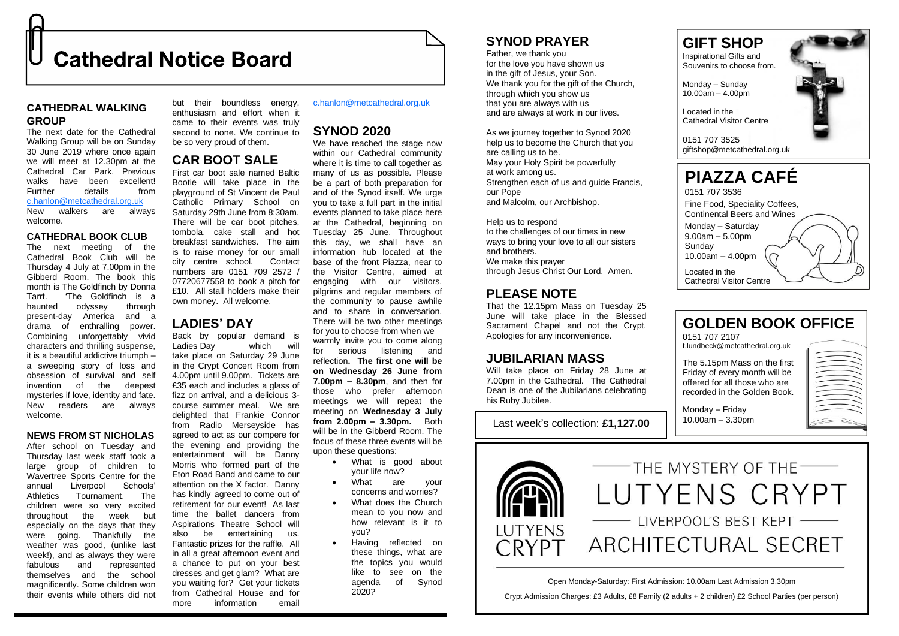# Cathedral Notice Board

## CATHEDRAL WALKING GROUP

The next date for the Cathedral Walking Group will be on Sunday 30 June 2019 where once again we will meet at 12.30pm at the Cathedral Car Park. Previous walks have been excellent! Further details from c.hanlon@metcathedral.org.uk New walkers are always welcome.

### CATHEDRAL BOOK CLUB

The next meeting of the Cathedral Book Club will be Thursday 4 July at 7.00pm in the Gibberd Room. The book this month is The Goldfinch by Donna Tarrt. 'The Goldfinch is a haunted odyssey through present-day America and a drama of enthralling power. Combining unforgettably vivid characters and thrilling suspense, it is a beautiful addictive triumph – a sweeping story of loss and obsession of survival and self invention of the deepest mysteries if love, identity and fate. New readers are always welcome.

### NEWS FROM ST NICHOLAS

After school on Tuesday and Thursday last week staff took a large group of children to Wavertree Sports Centre for the annual Liverpool Schools' Athletics Tournament. The children were so very excited throughout the week but especially on the days that they were going. Thankfully the weather was good, (unlike last week!), and as always they were fabulous and represented themselves and the school magnificently. Some children won their events while others did not but their boundless energy, enthusiasm and effort when it came to their events was truly second to none. We continue to be so very proud of them.

## CAR BOOT SALE

First car boot sale named Baltic Bootie will take place in the playground of St Vincent de Paul Catholic Primary School on Saturday 29th June from 8:30am. There will be car boot pitches, tombola, cake stall and hot breakfast sandwiches. The aim is to raise money for our small city centre school. Contact numbers are 0151 709 2572 / 07720677558 to book a pitch for £10. All stall holders make their own money. All welcome.

## LADIES' DAY

Back by popular demand is Ladies Day which will take place on Saturday 29 June in the Crypt Concert Room from 4.00pm until 9.00pm. Tickets are £35 each and includes a glass of fizz on arrival, and a delicious 3-course summer meal. We are delighted that Frankie Connor from Radio Merseyside has agreed to act as our compere for the evening and providing the entertainment will be Danny Morris who formed part of the Eton Road Band and came to our attention on the X factor. Danny has kindly agreed to come out of retirement for our event! As last time the ballet dancers from Aspirations Theatre School will also be entertaining us. Fantastic prizes for the raffle. All in all a great afternoon event and a chance to put on your best dresses and get glam? What are you waiting for? Get your tickets from Cathedral House and for more information email c.hanlon@metcathedral.org.uk

## SYNOD 2020

We have reached the stage now within our Cathedral community where it is time to call together as many of us as possible. Please be a part of both preparation for and of the Synod itself. We urge you to take a full part in the initial events planned to take place here at the Cathedral, beginning on Tuesday 25 June. Throughout this day, we shall have an information hub located at the base of the front Piazza, near to the Visitor Centre, aimed at engaging with our visitors, pilgrims and regular members of the community to pause awhile and to share in conversation. There will be two other meetings for you to choose from when we warmly invite you to come along for serious listening and reflection. **The first one will be on Wednesday 26 June from 7.00pm – 8.30pm**, and then for those who prefer afternoon meetings we will repeat the meeting on **Wednesday 3 July from 2.00pm – 3.30pm.** Both will be in the Gibberd Room. The focus of these three events will be upon these questions:

- What is good about your life now?
- What are your concerns and worries?
- What does the Church mean to you now and how relevant is it to you?
- Having reflected on these things, what are the topics you would like to see on the agenda of Synod 2020?

## SYNOD PRAYER

Father, we thank you
for the love you have shown us
in the gift of Jesus, your Son.
We thank you for the gift of the Church,
through which you show us
that you are always with us
and are always at work in our lives.

As we journey together to Synod 2020
help us to become the Church that you are calling us to be.
May your Holy Spirit be powerfully
at work among us.
Strengthen each of us and guide Francis, our Pope
and Malcolm, our Archbishop.

Help us to respond
to the challenges of our times in new ways to bring your love to all our sisters and brothers.
We make this prayer
through Jesus Christ Our Lord. Amen.

## PLEASE NOTE

That the 12.15pm Mass on Tuesday 25 June will take place in the Blessed Sacrament Chapel and not the Crypt. Apologies for any inconvenience.

## JUBILARIAN MASS

Will take place on Friday 28 June at 7.00pm in the Cathedral. The Cathedral Dean is one of the Jubilarians celebrating his Ruby Jubilee.

Last week's collection: **£1,127.00**

## GIFT SHOP

Inspirational Gifts and Souvenirs to choose from.

Monday – Sunday
10.00am – 4.00pm

Located in the Cathedral Visitor Centre

0151 707 3525
giftshop@metcathedral.org.uk

## PIAZZA CAFÉ

0151 707 3536

Fine Food, Speciality Coffees, Continental Beers and Wines

Monday – Saturday
9.00am – 5.00pm
Sunday
10.00am – 4.00pm

Located in the Cathedral Visitor Centre

## GOLDEN BOOK OFFICE

0151 707 2107
t.lundbeck@metcathedral.org.uk

The 5.15pm Mass on the first Friday of every month will be offered for all those who are recorded in the Golden Book.

Monday – Friday
10.00am – 3.30pm

LUTYENS CRYPT

THE MYSTERY OF THE LUTYENS CRYPT

LIVERPOOL'S BEST KEPT ARCHITECTURAL SECRET

Open Monday-Saturday: First Admission: 10.00am Last Admission 3.30pm

Crypt Admission Charges: £3 Adults, £8 Family (2 adults + 2 children) £2 School Parties (per person)